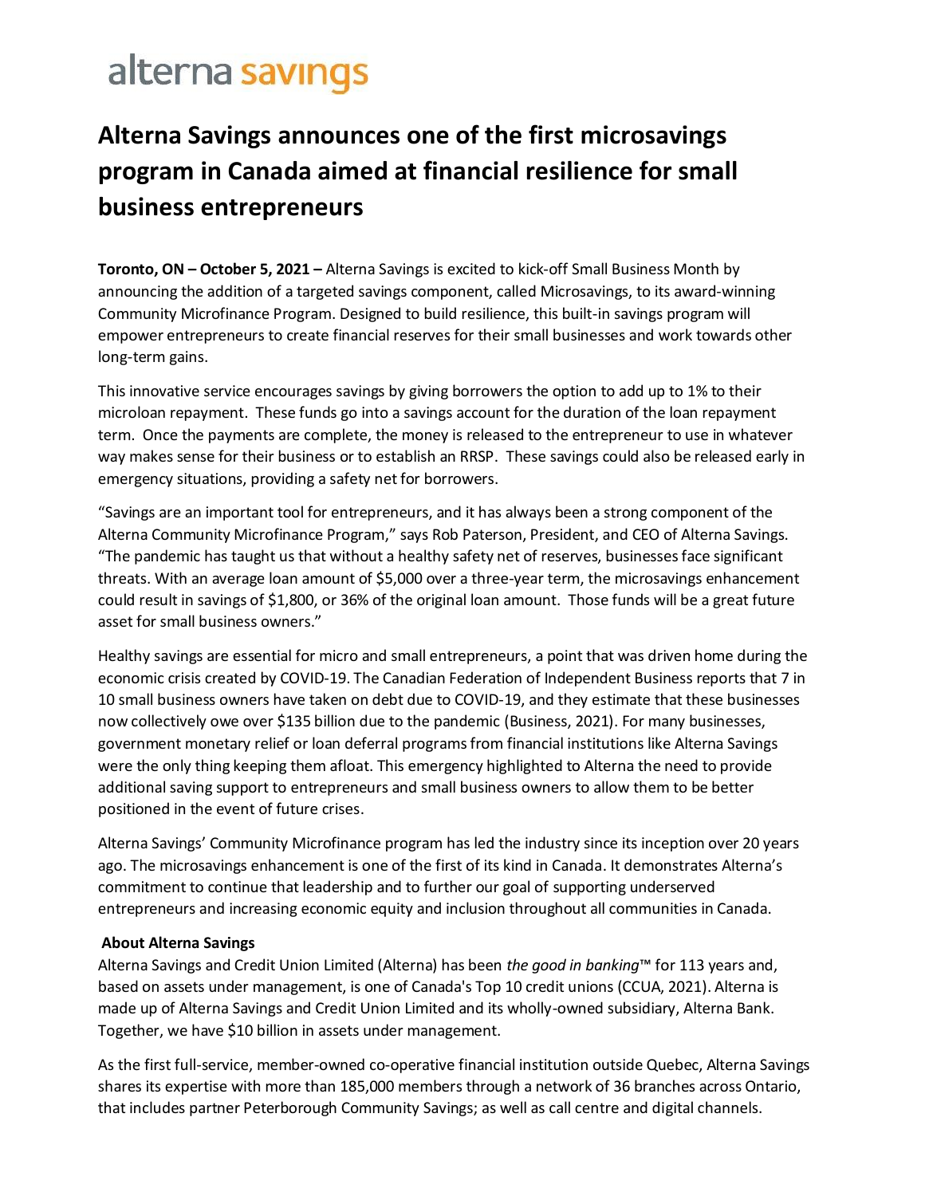alterna savings

# Alterna Savings announces one of the first microsavings program in Canada aimed at financial resilience for small business entrepreneurs

**Toronto, ON – October 5, 2021 –** Alterna Savings is excited to kick-off Small Business Month by announcing the addition of a targeted savings component, called Microsavings, to its award-winning Community Microfinance Program. Designed to build resilience, this built-in savings program will empower entrepreneurs to create financial reserves for their small businesses and work towards other long-term gains.

This innovative service encourages savings by giving borrowers the option to add up to 1% to their microloan repayment. These funds go into a savings account for the duration of the loan repayment term. Once the payments are complete, the money is released to the entrepreneur to use in whatever way makes sense for their business or to establish an RRSP. These savings could also be released early in emergency situations, providing a safety net for borrowers.

"Savings are an important tool for entrepreneurs, and it has always been a strong component of the Alterna Community Microfinance Program," says Rob Paterson, President, and CEO of Alterna Savings. "The pandemic has taught us that without a healthy safety net of reserves, businesses face significant threats. With an average loan amount of $5,000 over a three-year term, the microsavings enhancement could result in savings of $1,800, or 36% of the original loan amount. Those funds will be a great future asset for small business owners."

Healthy savings are essential for micro and small entrepreneurs, a point that was driven home during the economic crisis created by COVID-19. The Canadian Federation of Independent Business reports that 7 in 10 small business owners have taken on debt due to COVID-19, and they estimate that these businesses now collectively owe over $135 billion due to the pandemic (Business, 2021). For many businesses, government monetary relief or loan deferral programs from financial institutions like Alterna Savings were the only thing keeping them afloat. This emergency highlighted to Alterna the need to provide additional saving support to entrepreneurs and small business owners to allow them to be better positioned in the event of future crises.

Alterna Savings' Community Microfinance program has led the industry since its inception over 20 years ago. The microsavings enhancement is one of the first of its kind in Canada. It demonstrates Alterna's commitment to continue that leadership and to further our goal of supporting underserved entrepreneurs and increasing economic equity and inclusion throughout all communities in Canada.

**About Alterna Savings**

Alterna Savings and Credit Union Limited (Alterna) has been *the good in banking*™ for 113 years and, based on assets under management, is one of Canada's Top 10 credit unions (CCUA, 2021). Alterna is made up of Alterna Savings and Credit Union Limited and its wholly-owned subsidiary, Alterna Bank. Together, we have $10 billion in assets under management.

As the first full-service, member-owned co-operative financial institution outside Quebec, Alterna Savings shares its expertise with more than 185,000 members through a network of 36 branches across Ontario, that includes partner Peterborough Community Savings; as well as call centre and digital channels.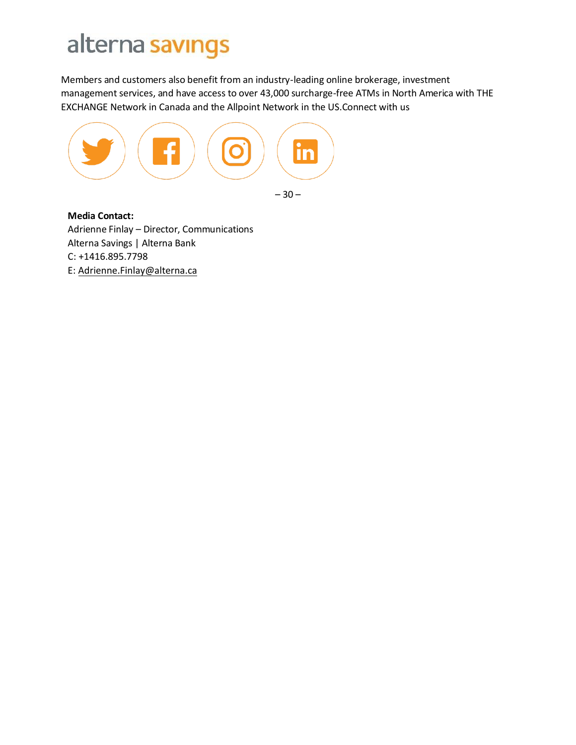alterna savings

Members and customers also benefit from an industry-leading online brokerage, investment management services, and have access to over 43,000 surcharge-free ATMs in North America with THE EXCHANGE Network in Canada and the Allpoint Network in the US.Connect with us

– 30 –

**Media Contact:**
Adrienne Finlay – Director, Communications
Alterna Savings | Alterna Bank
C: +1416.895.7798
E: Adrienne.Finlay@alterna.ca